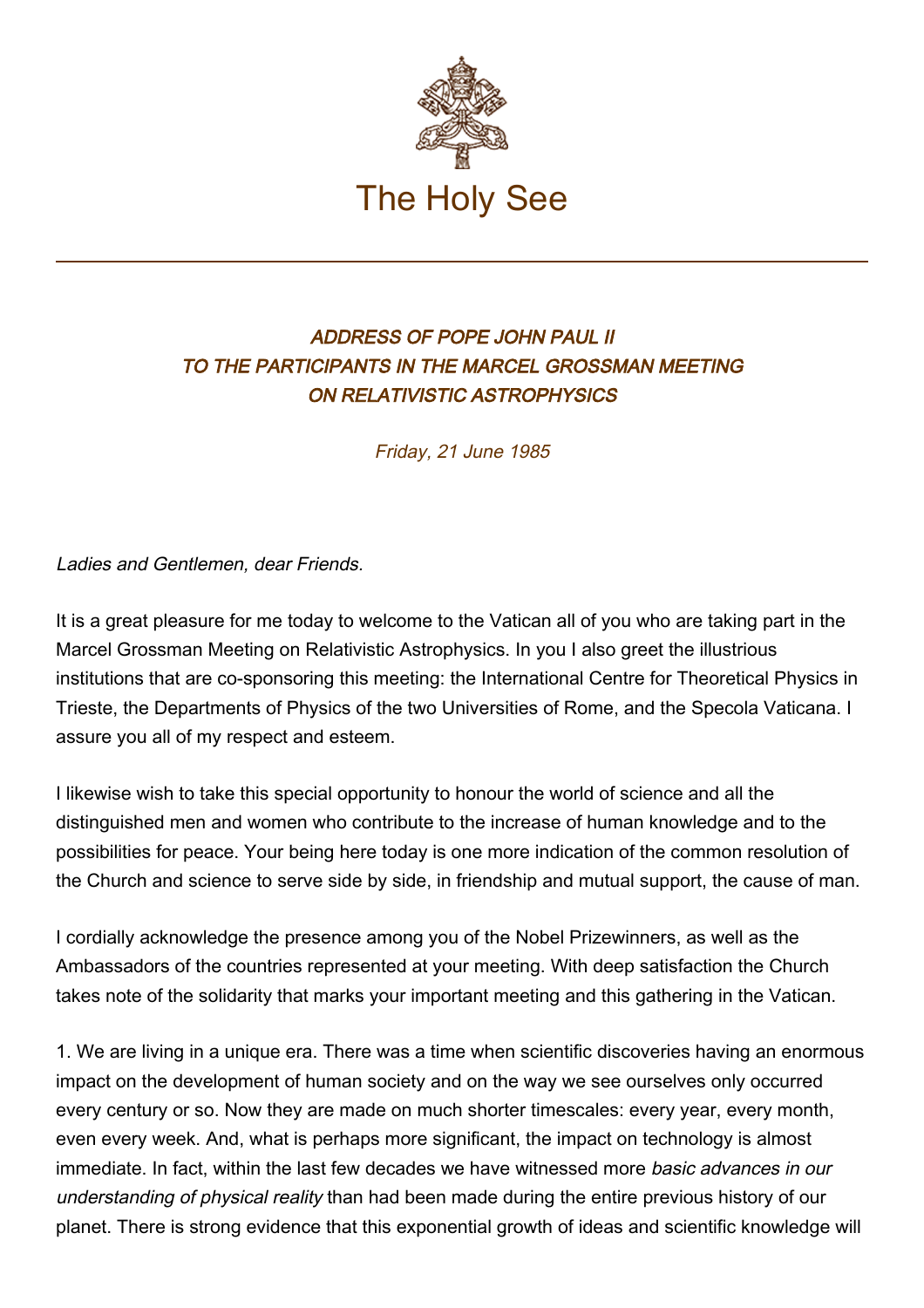# The Holy See

## *ADDRESS OF POPE JOHN PAUL II TO THE PARTICIPANTS IN THE MARCEL GROSSMAN MEETING ON RELATIVISTIC ASTROPHYSICS*

*Friday, 21 June 1985*

*Ladies and Gentlemen, dear Friends.*

It is a great pleasure for me today to welcome to the Vatican all of you who are taking part in the Marcel Grossman Meeting on Relativistic Astrophysics. In you I also greet the illustrious institutions that are co-sponsoring this meeting: the International Centre for Theoretical Physics in Trieste, the Departments of Physics of the two Universities of Rome, and the Specola Vaticana. I assure you all of my respect and esteem.

I likewise wish to take this special opportunity to honour the world of science and all the distinguished men and women who contribute to the increase of human knowledge and to the possibilities for peace. Your being here today is one more indication of the common resolution of the Church and science to serve side by side, in friendship and mutual support, the cause of man.

I cordially acknowledge the presence among you of the Nobel Prizewinners, as well as the Ambassadors of the countries represented at your meeting. With deep satisfaction the Church takes note of the solidarity that marks your important meeting and this gathering in the Vatican.

1. We are living in a unique era. There was a time when scientific discoveries having an enormous impact on the development of human society and on the way we see ourselves only occurred every century or so. Now they are made on much shorter timescales: every year, every month, even every week. And, what is perhaps more significant, the impact on technology is almost immediate. In fact, within the last few decades we have witnessed more *basic advances in our understanding of physical reality* than had been made during the entire previous history of our planet. There is strong evidence that this exponential growth of ideas and scientific knowledge will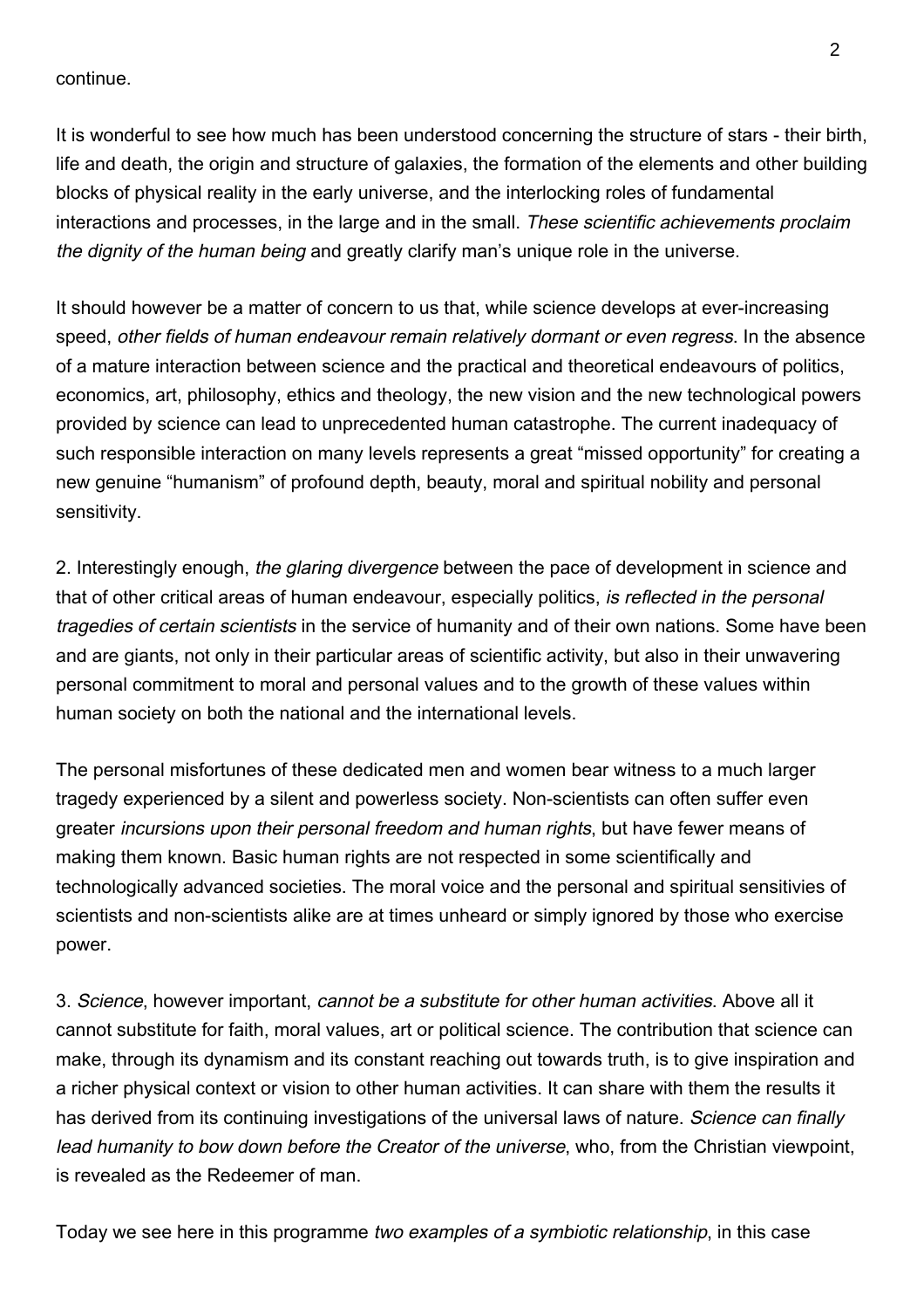continue.

It is wonderful to see how much has been understood concerning the structure of stars - their birth, life and death, the origin and structure of galaxies, the formation of the elements and other building blocks of physical reality in the early universe, and the interlocking roles of fundamental interactions and processes, in the large and in the small. *These scientific achievements proclaim the dignity of the human being* and greatly clarify man's unique role in the universe.

It should however be a matter of concern to us that, while science develops at ever-increasing speed, *other fields of human endeavour remain relatively dormant or even regress*. In the absence of a mature interaction between science and the practical and theoretical endeavours of politics, economics, art, philosophy, ethics and theology, the new vision and the new technological powers provided by science can lead to unprecedented human catastrophe. The current inadequacy of such responsible interaction on many levels represents a great "missed opportunity" for creating a new genuine "humanism" of profound depth, beauty, moral and spiritual nobility and personal sensitivity.

2. Interestingly enough, *the glaring divergence* between the pace of development in science and that of other critical areas of human endeavour, especially politics, *is reflected in the personal tragedies of certain scientists* in the service of humanity and of their own nations. Some have been and are giants, not only in their particular areas of scientific activity, but also in their unwavering personal commitment to moral and personal values and to the growth of these values within human society on both the national and the international levels.

The personal misfortunes of these dedicated men and women bear witness to a much larger tragedy experienced by a silent and powerless society. Non-scientists can often suffer even greater *incursions upon their personal freedom and human rights*, but have fewer means of making them known. Basic human rights are not respected in some scientifically and technologically advanced societies. The moral voice and the personal and spiritual sensitivies of scientists and non-scientists alike are at times unheard or simply ignored by those who exercise power.

3. *Science*, however important, *cannot be a substitute for other human activities*. Above all it cannot substitute for faith, moral values, art or political science. The contribution that science can make, through its dynamism and its constant reaching out towards truth, is to give inspiration and a richer physical context or vision to other human activities. It can share with them the results it has derived from its continuing investigations of the universal laws of nature. *Science can finally lead humanity to bow down before the Creator of the universe*, who, from the Christian viewpoint, is revealed as the Redeemer of man.

Today we see here in this programme *two examples of a symbiotic relationship*, in this case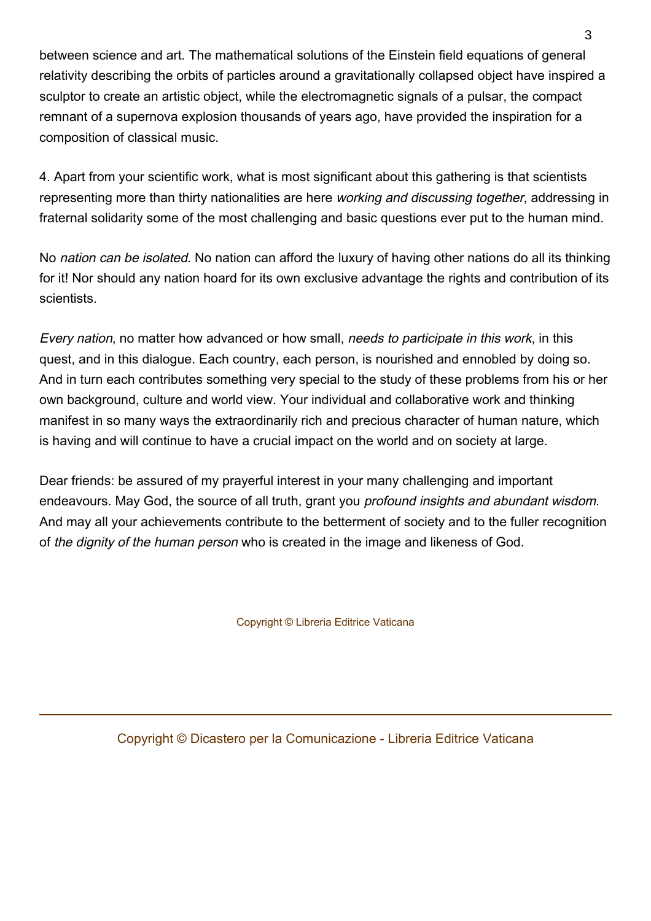between science and art. The mathematical solutions of the Einstein field equations of general relativity describing the orbits of particles around a gravitationally collapsed object have inspired a sculptor to create an artistic object, while the electromagnetic signals of a pulsar, the compact remnant of a supernova explosion thousands of years ago, have provided the inspiration for a composition of classical music.

4. Apart from your scientific work, what is most significant about this gathering is that scientists representing more than thirty nationalities are here *working and discussing together*, addressing in fraternal solidarity some of the most challenging and basic questions ever put to the human mind.

No *nation can be isolated*. No nation can afford the luxury of having other nations do all its thinking for it! Nor should any nation hoard for its own exclusive advantage the rights and contribution of its scientists.

*Every nation*, no matter how advanced or how small, *needs to participate in this work*, in this quest, and in this dialogue. Each country, each person, is nourished and ennobled by doing so. And in turn each contributes something very special to the study of these problems from his or her own background, culture and world view. Your individual and collaborative work and thinking manifest in so many ways the extraordinarily rich and precious character of human nature, which is having and will continue to have a crucial impact on the world and on society at large.

Dear friends: be assured of my prayerful interest in your many challenging and important endeavours. May God, the source of all truth, grant you *profound insights and abundant wisdom*. And may all your achievements contribute to the betterment of society and to the fuller recognition of *the dignity of the human person* who is created in the image and likeness of God.

Copyright © Libreria Editrice Vaticana

---

Copyright © Dicastero per la Comunicazione - Libreria Editrice Vaticana